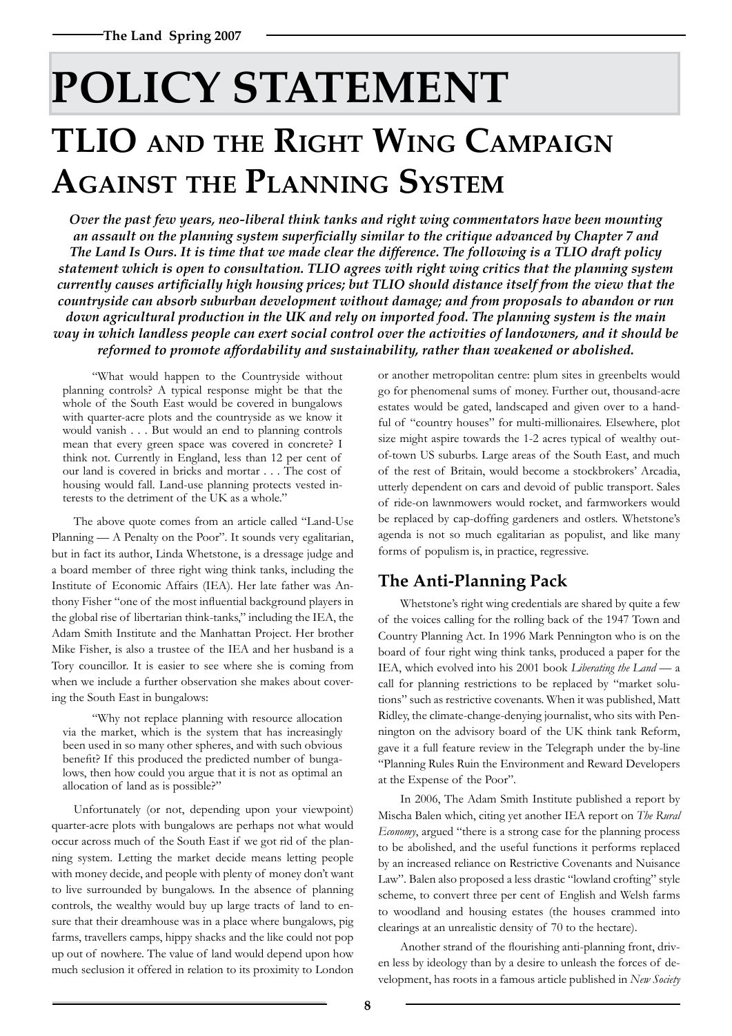# POLICY STATEMENT

## TLIO and the Right Wing Campaign Against the Planning System

***Over the past few years, neo-liberal think tanks and right wing commentators have been mounting an assault on the planning system superficially similar to the critique advanced by Chapter 7 and The Land Is Ours. It is time that we made clear the difference. The following is a TLIO draft policy statement which is open to consultation. TLIO agrees with right wing critics that the planning system currently causes artificially high housing prices; but TLIO should distance itself from the view that the countryside can absorb suburban development without damage; and from proposals to abandon or run down agricultural production in the UK and rely on imported food. The planning system is the main way in which landless people can exert social control over the activities of landowners, and it should be reformed to promote affordability and sustainability, rather than weakened or abolished.***

> "What would happen to the Countryside without planning controls? A typical response might be that the whole of the South East would be covered in bungalows with quarter-acre plots and the countryside as we know it would vanish . . . But would an end to planning controls mean that every green space was covered in concrete? I think not. Currently in England, less than 12 per cent of our land is covered in bricks and mortar . . . The cost of housing would fall. Land-use planning protects vested interests to the detriment of the UK as a whole."

The above quote comes from an article called "Land-Use Planning — A Penalty on the Poor". It sounds very egalitarian, but in fact its author, Linda Whetstone, is a dressage judge and a board member of three right wing think tanks, including the Institute of Economic Affairs (IEA). Her late father was Anthony Fisher "one of the most influential background players in the global rise of libertarian think-tanks," including the IEA, the Adam Smith Institute and the Manhattan Project. Her brother Mike Fisher, is also a trustee of the IEA and her husband is a Tory councillor. It is easier to see where she is coming from when we include a further observation she makes about covering the South East in bungalows:

> "Why not replace planning with resource allocation via the market, which is the system that has increasingly been used in so many other spheres, and with such obvious benefit? If this produced the predicted number of bungalows, then how could you argue that it is not as optimal an allocation of land as is possible?"

Unfortunately (or not, depending upon your viewpoint) quarter-acre plots with bungalows are perhaps not what would occur across much of the South East if we got rid of the planning system. Letting the market decide means letting people with money decide, and people with plenty of money don't want to live surrounded by bungalows. In the absence of planning controls, the wealthy would buy up large tracts of land to ensure that their dreamhouse was in a place where bungalows, pig farms, travellers camps, hippy shacks and the like could not pop up out of nowhere. The value of land would depend upon how much seclusion it offered in relation to its proximity to London or another metropolitan centre: plum sites in greenbelts would go for phenomenal sums of money. Further out, thousand-acre estates would be gated, landscaped and given over to a handful of "country houses" for multi-millionaires. Elsewhere, plot size might aspire towards the 1-2 acres typical of wealthy out-of-town US suburbs. Large areas of the South East, and much of the rest of Britain, would become a stockbrokers' Arcadia, utterly dependent on cars and devoid of public transport. Sales of ride-on lawnmowers would rocket, and farmworkers would be replaced by cap-doffing gardeners and ostlers. Whetstone's agenda is not so much egalitarian as populist, and like many forms of populism is, in practice, regressive.

### The Anti-Planning Pack

Whetstone's right wing credentials are shared by quite a few of the voices calling for the rolling back of the 1947 Town and Country Planning Act. In 1996 Mark Pennington who is on the board of four right wing think tanks, produced a paper for the IEA, which evolved into his 2001 book *Liberating the Land* — a call for planning restrictions to be replaced by "market solutions" such as restrictive covenants. When it was published, Matt Ridley, the climate-change-denying journalist, who sits with Pennington on the advisory board of the UK think tank Reform, gave it a full feature review in the Telegraph under the by-line "Planning Rules Ruin the Environment and Reward Developers at the Expense of the Poor".

In 2006, The Adam Smith Institute published a report by Mischa Balen which, citing yet another IEA report on *The Rural Economy*, argued "there is a strong case for the planning process to be abolished, and the useful functions it performs replaced by an increased reliance on Restrictive Covenants and Nuisance Law". Balen also proposed a less drastic "lowland crofting" style scheme, to convert three per cent of English and Welsh farms to woodland and housing estates (the houses crammed into clearings at an unrealistic density of 70 to the hectare).

Another strand of the flourishing anti-planning front, driven less by ideology than by a desire to unleash the forces of development, has roots in a famous article published in *New Society*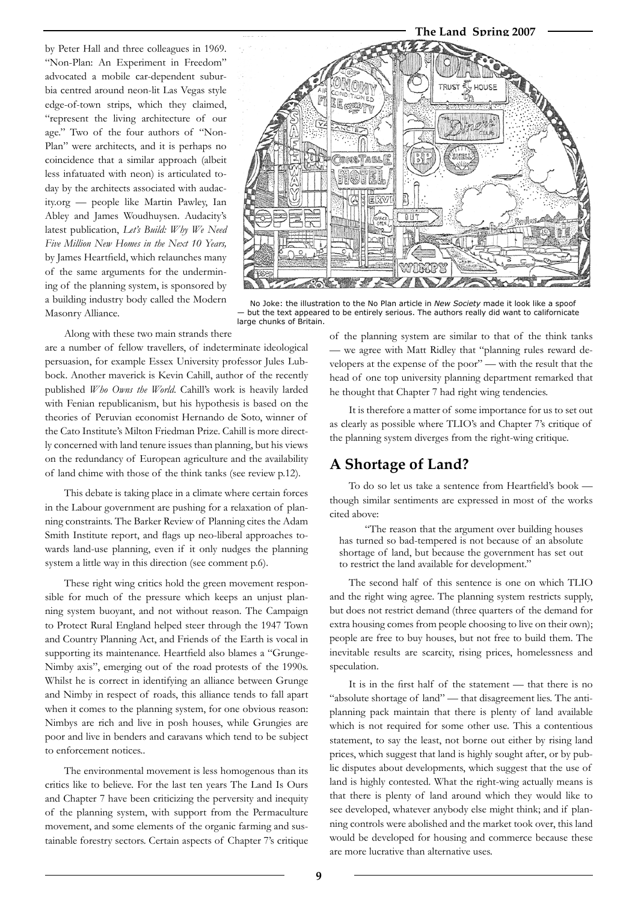by Peter Hall and three colleagues in 1969. "Non-Plan: An Experiment in Freedom" advocated a mobile car-dependent suburbia centred around neon-lit Las Vegas style edge-of-town strips, which they claimed, "represent the living architecture of our age." Two of the four authors of "Non-Plan" were architects, and it is perhaps no coincidence that a similar approach (albeit less infatuated with neon) is articulated today by the architects associated with audacity.org — people like Martin Pawley, Ian Abley and James Woudhuysen. Audacity's latest publication, *Let's Build: Why We Need Five Million New Homes in the Next 10 Years,* by James Heartfield, which relaunches many of the same arguments for the undermining of the planning system, is sponsored by a building industry body called the Modern Masonry Alliance.

No Joke: the illustration to the No Plan article in *New Society* made it look like a spoof — but the text appeared to be entirely serious. The authors really did want to californicate large chunks of Britain.

Along with these two main strands there are a number of fellow travellers, of indeterminate ideological persuasion, for example Essex University professor Jules Lubbock. Another maverick is Kevin Cahill, author of the recently published *Who Owns the World*. Cahill's work is heavily larded with Fenian republicanism, but his hypothesis is based on the theories of Peruvian economist Hernando de Soto, winner of the Cato Institute's Milton Friedman Prize. Cahill is more directly concerned with land tenure issues than planning, but his views on the redundancy of European agriculture and the availability of land chime with those of the think tanks (see review p.12).

This debate is taking place in a climate where certain forces in the Labour government are pushing for a relaxation of planning constraints. The Barker Review of Planning cites the Adam Smith Institute report, and flags up neo-liberal approaches towards land-use planning, even if it only nudges the planning system a little way in this direction (see comment p.6).

These right wing critics hold the green movement responsible for much of the pressure which keeps an unjust planning system buoyant, and not without reason. The Campaign to Protect Rural England helped steer through the 1947 Town and Country Planning Act, and Friends of the Earth is vocal in supporting its maintenance. Heartfield also blames a "Grunge-Nimby axis", emerging out of the road protests of the 1990s. Whilst he is correct in identifying an alliance between Grunge and Nimby in respect of roads, this alliance tends to fall apart when it comes to the planning system, for one obvious reason: Nimbys are rich and live in posh houses, while Grungies are poor and live in benders and caravans which tend to be subject to enforcement notices..

The environmental movement is less homogenous than its critics like to believe. For the last ten years The Land Is Ours and Chapter 7 have been criticizing the perversity and inequity of the planning system, with support from the Permaculture movement, and some elements of the organic farming and sustainable forestry sectors. Certain aspects of Chapter 7's critique of the planning system are similar to that of the think tanks — we agree with Matt Ridley that "planning rules reward developers at the expense of the poor" — with the result that the head of one top university planning department remarked that he thought that Chapter 7 had right wing tendencies.

It is therefore a matter of some importance for us to set out as clearly as possible where TLIO's and Chapter 7's critique of the planning system diverges from the right-wing critique.

## A Shortage of Land?

To do so let us take a sentence from Heartfield's book — though similar sentiments are expressed in most of the works cited above:

> "The reason that the argument over building houses has turned so bad-tempered is not because of an absolute shortage of land, but because the government has set out to restrict the land available for development."

The second half of this sentence is one on which TLIO and the right wing agree. The planning system restricts supply, but does not restrict demand (three quarters of the demand for extra housing comes from people choosing to live on their own); people are free to buy houses, but not free to build them. The inevitable results are scarcity, rising prices, homelessness and speculation.

It is in the first half of the statement — that there is no "absolute shortage of land" — that disagreement lies. The anti-planning pack maintain that there is plenty of land available which is not required for some other use. This a contentious statement, to say the least, not borne out either by rising land prices, which suggest that land is highly sought after, or by public disputes about developments, which suggest that the use of land is highly contested. What the right-wing actually means is that there is plenty of land around which they would like to see developed, whatever anybody else might think; and if planning controls were abolished and the market took over, this land would be developed for housing and commerce because these are more lucrative than alternative uses.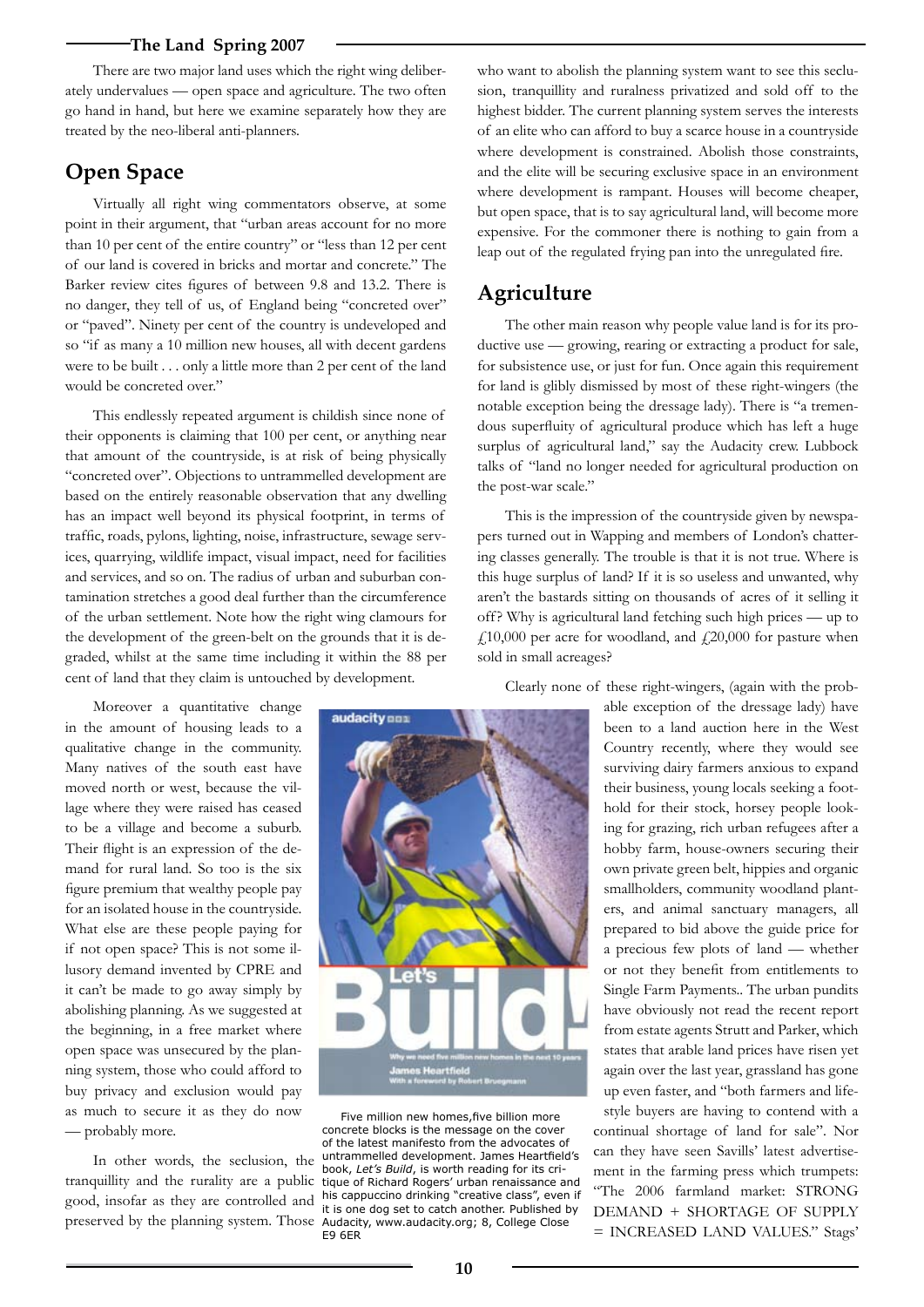There are two major land uses which the right wing deliberately undervalues — open space and agriculture. The two often go hand in hand, but here we examine separately how they are treated by the neo-liberal anti-planners.

## Open Space

Virtually all right wing commentators observe, at some point in their argument, that "urban areas account for no more than 10 per cent of the entire country" or "less than 12 per cent of our land is covered in bricks and mortar and concrete." The Barker review cites figures of between 9.8 and 13.2. There is no danger, they tell of us, of England being "concreted over" or "paved". Ninety per cent of the country is undeveloped and so "if as many a 10 million new houses, all with decent gardens were to be built . . . only a little more than 2 per cent of the land would be concreted over."

This endlessly repeated argument is childish since none of their opponents is claiming that 100 per cent, or anything near that amount of the countryside, is at risk of being physically "concreted over". Objections to untrammelled development are based on the entirely reasonable observation that any dwelling has an impact well beyond its physical footprint, in terms of traffic, roads, pylons, lighting, noise, infrastructure, sewage services, quarrying, wildlife impact, visual impact, need for facilities and services, and so on. The radius of urban and suburban contamination stretches a good deal further than the circumference of the urban settlement. Note how the right wing clamours for the development of the green-belt on the grounds that it is degraded, whilst at the same time including it within the 88 per cent of land that they claim is untouched by development.

Moreover a quantitative change in the amount of housing leads to a qualitative change in the community. Many natives of the south east have moved north or west, because the village where they were raised has ceased to be a village and become a suburb. Their flight is an expression of the demand for rural land. So too is the six figure premium that wealthy people pay for an isolated house in the countryside. What else are these people paying for if not open space? This is not some illusory demand invented by CPRE and it can't be made to go away simply by abolishing planning. As we suggested at the beginning, in a free market where open space was unsecured by the planning system, those who could afford to buy privacy and exclusion would pay as much to secure it as they do now — probably more.

In other words, the seclusion, the tranquillity and the rurality are a public good, insofar as they are controlled and preserved by the planning system. Those who want to abolish the planning system want to see this seclusion, tranquillity and ruralness privatized and sold off to the highest bidder. The current planning system serves the interests of an elite who can afford to buy a scarce house in a countryside where development is constrained. Abolish those constraints, and the elite will be securing exclusive space in an environment where development is rampant. Houses will become cheaper, but open space, that is to say agricultural land, will become more expensive. For the commoner there is nothing to gain from a leap out of the regulated frying pan into the unregulated fire.

Five million new homes,five billion more concrete blocks is the message on the cover of the latest manifesto from the advocates of untrammelled development. James Heartfield's book, *Let's Build*, is worth reading for its critique of Richard Rogers' urban renaissance and his cappuccino drinking "creative class", even if it is one dog set to catch another. Published by Audacity, www.audacity.org; 8, College Close E9 6ER

## Agriculture

The other main reason why people value land is for its productive use — growing, rearing or extracting a product for sale, for subsistence use, or just for fun. Once again this requirement for land is glibly dismissed by most of these right-wingers (the notable exception being the dressage lady). There is "a tremendous superfluity of agricultural produce which has left a huge surplus of agricultural land," say the Audacity crew. Lubbock talks of "land no longer needed for agricultural production on the post-war scale."

This is the impression of the countryside given by newspapers turned out in Wapping and members of London's chattering classes generally. The trouble is that it is not true. Where is this huge surplus of land? If it is so useless and unwanted, why aren't the bastards sitting on thousands of acres of it selling it off? Why is agricultural land fetching such high prices — up to £10,000 per acre for woodland, and £20,000 for pasture when sold in small acreages?

Clearly none of these right-wingers, (again with the probable exception of the dressage lady) have been to a land auction here in the West Country recently, where they would see surviving dairy farmers anxious to expand their business, young locals seeking a foothold for their stock, horsey people looking for grazing, rich urban refugees after a hobby farm, house-owners securing their own private green belt, hippies and organic smallholders, community woodland planters, and animal sanctuary managers, all prepared to bid above the guide price for a precious few plots of land — whether or not they benefit from entitlements to Single Farm Payments.. The urban pundits have obviously not read the recent report from estate agents Strutt and Parker, which states that arable land prices have risen yet again over the last year, grassland has gone up even faster, and "both farmers and lifestyle buyers are having to contend with a continual shortage of land for sale". Nor can they have seen Savills' latest advertisement in the farming press which trumpets: "The 2006 farmland market: STRONG DEMAND + SHORTAGE OF SUPPLY = INCREASED LAND VALUES." Stags'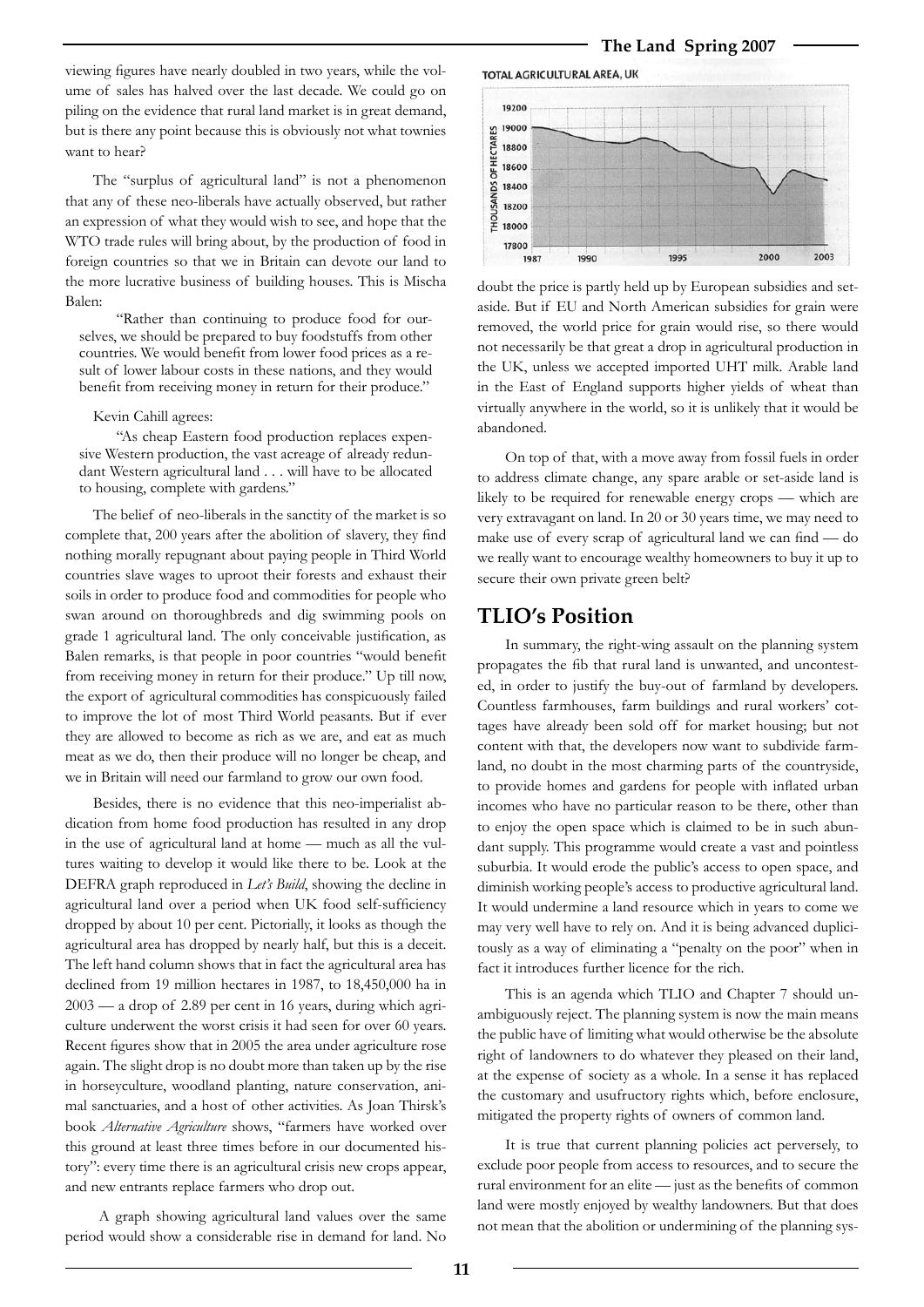viewing figures have nearly doubled in two years, while the volume of sales has halved over the last decade. We could go on piling on the evidence that rural land market is in great demand, but is there any point because this is obviously not what townies want to hear?

The "surplus of agricultural land" is not a phenomenon that any of these neo-liberals have actually observed, but rather an expression of what they would wish to see, and hope that the WTO trade rules will bring about, by the production of food in foreign countries so that we in Britain can devote our land to the more lucrative business of building houses. This is Mischa Balen:

> "Rather than continuing to produce food for ourselves, we should be prepared to buy foodstuffs from other countries. We would benefit from lower food prices as a result of lower labour costs in these nations, and they would benefit from receiving money in return for their produce."

Kevin Cahill agrees:

> "As cheap Eastern food production replaces expensive Western production, the vast acreage of already redundant Western agricultural land . . . will have to be allocated to housing, complete with gardens."

The belief of neo-liberals in the sanctity of the market is so complete that, 200 years after the abolition of slavery, they find nothing morally repugnant about paying people in Third World countries slave wages to uproot their forests and exhaust their soils in order to produce food and commodities for people who swan around on thoroughbreds and dig swimming pools on grade 1 agricultural land. The only conceivable justification, as Balen remarks, is that people in poor countries "would benefit from receiving money in return for their produce." Up till now, the export of agricultural commodities has conspicuously failed to improve the lot of most Third World peasants. But if ever they are allowed to become as rich as we are, and eat as much meat as we do, then their produce will no longer be cheap, and we in Britain will need our farmland to grow our own food.

Besides, there is no evidence that this neo-imperialist abdication from home food production has resulted in any drop in the use of agricultural land at home — much as all the vultures waiting to develop it would like there to be. Look at the DEFRA graph reproduced in *Let's Build*, showing the decline in agricultural land over a period when UK food self-sufficiency dropped by about 10 per cent. Pictorially, it looks as though the agricultural area has dropped by nearly half, but this is a deceit. The left hand column shows that in fact the agricultural area has declined from 19 million hectares in 1987, to 18,450,000 ha in 2003 — a drop of 2.89 per cent in 16 years, during which agriculture underwent the worst crisis it had seen for over 60 years. Recent figures show that in 2005 the area under agriculture rose again. The slight drop is no doubt more than taken up by the rise in horseyculture, woodland planting, nature conservation, animal sanctuaries, and a host of other activities. As Joan Thirsk's book *Alternative Agriculture* shows, "farmers have worked over this ground at least three times before in our documented history": every time there is an agricultural crisis new crops appear, and new entrants replace farmers who drop out.

A graph showing agricultural land values over the same period would show a considerable rise in demand for land. No doubt the price is partly held up by European subsidies and set-aside. But if EU and North American subsidies for grain were removed, the world price for grain would rise, so there would not necessarily be that great a drop in agricultural production in the UK, unless we accepted imported UHT milk. Arable land in the East of England supports higher yields of wheat than virtually anywhere in the world, so it is unlikely that it would be abandoned.

On top of that, with a move away from fossil fuels in order to address climate change, any spare arable or set-aside land is likely to be required for renewable energy crops — which are very extravagant on land. In 20 or 30 years time, we may need to make use of every scrap of agricultural land we can find — do we really want to encourage wealthy homeowners to buy it up to secure their own private green belt?

## TLIO's Position

In summary, the right-wing assault on the planning system propagates the fib that rural land is unwanted, and uncontested, in order to justify the buy-out of farmland by developers. Countless farmhouses, farm buildings and rural workers' cottages have already been sold off for market housing; but not content with that, the developers now want to subdivide farmland, no doubt in the most charming parts of the countryside, to provide homes and gardens for people with inflated urban incomes who have no particular reason to be there, other than to enjoy the open space which is claimed to be in such abundant supply. This programme would create a vast and pointless suburbia. It would erode the public's access to open space, and diminish working people's access to productive agricultural land. It would undermine a land resource which in years to come we may very well have to rely on. And it is being advanced duplicitously as a way of eliminating a "penalty on the poor" when in fact it introduces further licence for the rich.

This is an agenda which TLIO and Chapter 7 should unambiguously reject. The planning system is now the main means the public have of limiting what would otherwise be the absolute right of landowners to do whatever they pleased on their land, at the expense of society as a whole. In a sense it has replaced the customary and usufructory rights which, before enclosure, mitigated the property rights of owners of common land.

It is true that current planning policies act perversely, to exclude poor people from access to resources, and to secure the rural environment for an elite — just as the benefits of common land were mostly enjoyed by wealthy landowners. But that does not mean that the abolition or undermining of the planning sys-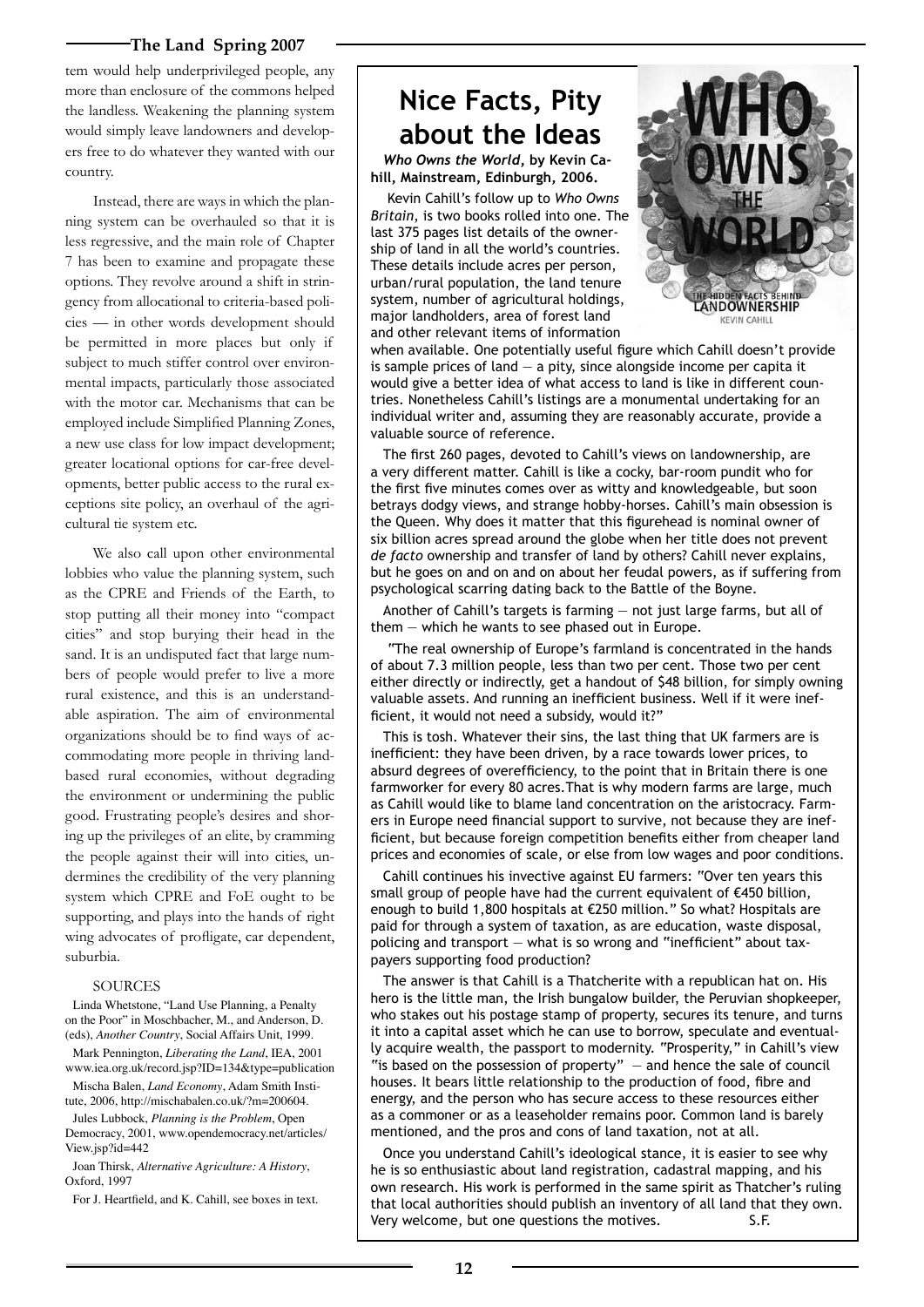tem would help underprivileged people, any more than enclosure of the commons helped the landless. Weakening the planning system would simply leave landowners and developers free to do whatever they wanted with our country.

Instead, there are ways in which the planning system can be overhauled so that it is less regressive, and the main role of Chapter 7 has been to examine and propagate these options. They revolve around a shift in stringency from allocational to criteria-based policies — in other words development should be permitted in more places but only if subject to much stiffer control over environmental impacts, particularly those associated with the motor car. Mechanisms that can be employed include Simplified Planning Zones, a new use class for low impact development; greater locational options for car-free developments, better public access to the rural exceptions site policy, an overhaul of the agricultural tie system etc.

We also call upon other environmental lobbies who value the planning system, such as the CPRE and Friends of the Earth, to stop putting all their money into "compact cities" and stop burying their head in the sand. It is an undisputed fact that large numbers of people would prefer to live a more rural existence, and this is an understandable aspiration. The aim of environmental organizations should be to find ways of accommodating more people in thriving land-based rural economies, without degrading the environment or undermining the public good. Frustrating people's desires and shoring up the privileges of an elite, by cramming the people against their will into cities, undermines the credibility of the very planning system which CPRE and FoE ought to be supporting, and plays into the hands of right wing advocates of profligate, car dependent, suburbia.

SOURCES

Linda Whetstone, "Land Use Planning, a Penalty on the Poor" in Moschbacher, M., and Anderson, D. (eds), *Another Country*, Social Affairs Unit, 1999.

Mark Pennington, *Liberating the Land*, IEA, 2001 www.iea.org.uk/record.jsp?ID=134&type=publication

Mischa Balen, *Land Economy*, Adam Smith Institute, 2006, http://mischabalen.co.uk/?m=200604.

Jules Lubbock, *Planning is the Problem*, Open Democracy, 2001, www.opendemocracy.net/articles/View.jsp?id=442

Joan Thirsk, *Alternative Agriculture: A History*, Oxford, 1997

For J. Heartfield, and K. Cahill, see boxes in text.

## Nice Facts, Pity about the Ideas

***Who Owns the World*, by Kevin Cahill, Mainstream, Edinburgh, 2006.**

Kevin Cahill's follow up to *Who Owns Britain*, is two books rolled into one. The last 375 pages list details of the ownership of land in all the world's countries. These details include acres per person, urban/rural population, the land tenure system, number of agricultural holdings, major landholders, area of forest land and other relevant items of information when available. One potentially useful figure which Cahill doesn't provide is sample prices of land — a pity, since alongside income per capita it would give a better idea of what access to land is like in different countries. Nonetheless Cahill's listings are a monumental undertaking for an individual writer and, assuming they are reasonably accurate, provide a valuable source of reference.

The first 260 pages, devoted to Cahill's views on landownership, are a very different matter. Cahill is like a cocky, bar-room pundit who for the first five minutes comes over as witty and knowledgeable, but soon betrays dodgy views, and strange hobby-horses. Cahill's main obsession is the Queen. Why does it matter that this figurehead is nominal owner of six billion acres spread around the globe when her title does not prevent *de facto* ownership and transfer of land by others? Cahill never explains, but he goes on and on and on about her feudal powers, as if suffering from psychological scarring dating back to the Battle of the Boyne.

Another of Cahill's targets is farming — not just large farms, but all of them — which he wants to see phased out in Europe.

"The real ownership of Europe's farmland is concentrated in the hands of about 7.3 million people, less than two per cent. Those two per cent either directly or indirectly, get a handout of $48 billion, for simply owning valuable assets. And running an inefficient business. Well if it were inefficient, it would not need a subsidy, would it?"

This is tosh. Whatever their sins, the last thing that UK farmers are is inefficient: they have been driven, by a race towards lower prices, to absurd degrees of overefficiency, to the point that in Britain there is one farmworker for every 80 acres.That is why modern farms are large, much as Cahill would like to blame land concentration on the aristocracy. Farmers in Europe need financial support to survive, not because they are inefficient, but because foreign competition benefits either from cheaper land prices and economies of scale, or else from low wages and poor conditions.

Cahill continues his invective against EU farmers: "Over ten years this small group of people have had the current equivalent of €450 billion, enough to build 1,800 hospitals at €250 million." So what? Hospitals are paid for through a system of taxation, as are education, waste disposal, policing and transport — what is so wrong and "inefficient" about taxpayers supporting food production?

The answer is that Cahill is a Thatcherite with a republican hat on. His hero is the little man, the Irish bungalow builder, the Peruvian shopkeeper, who stakes out his postage stamp of property, secures its tenure, and turns it into a capital asset which he can use to borrow, speculate and eventually acquire wealth, the passport to modernity. "Prosperity," in Cahill's view "is based on the possession of property" — and hence the sale of council houses. It bears little relationship to the production of food, fibre and energy, and the person who has secure access to these resources either as a commoner or as a leaseholder remains poor. Common land is barely mentioned, and the pros and cons of land taxation, not at all.

Once you understand Cahill's ideological stance, it is easier to see why he is so enthusiastic about land registration, cadastral mapping, and his own research. His work is performed in the same spirit as Thatcher's ruling that local authorities should publish an inventory of all land that they own. Very welcome, but one questions the motives. S.F.